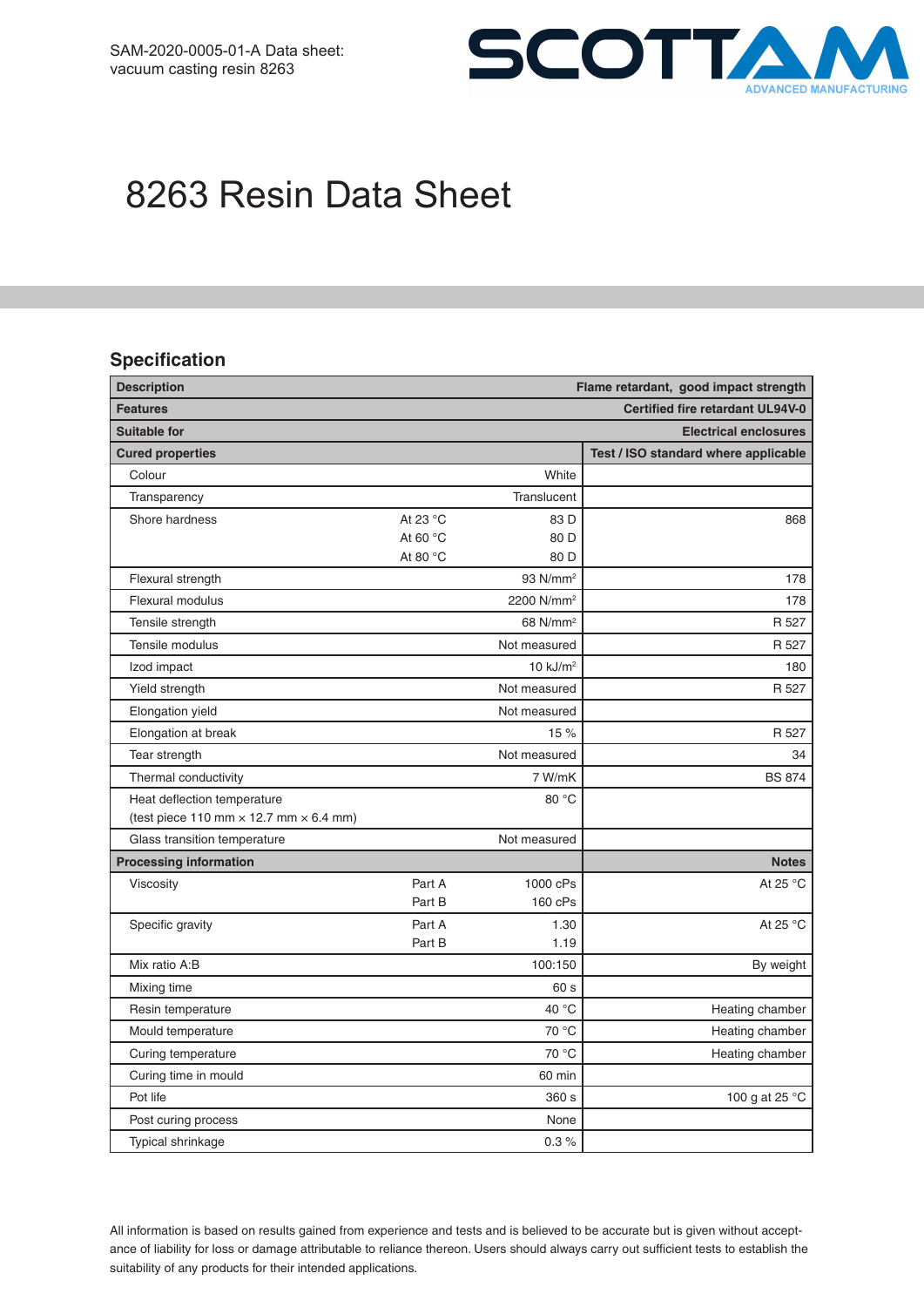SAM-2020-0005-01-A Data sheet:
vacuum casting resin 8263

# 8263 Resin Data Sheet

## Specification

| Description | | | Flame retardant, good impact strength |
|---|---|---|---|
| **Features** | | | **Certified fire retardant UL94V-0** |
| **Suitable for** | | | **Electrical enclosures** |
| **Cured properties** | | | **Test / ISO standard where applicable** |
| Colour | | White | |
| Transparency | | Translucent | |
| Shore hardness | At 23 °C<br>At 60 °C<br>At 80 °C | 83 D<br>80 D<br>80 D | 868 |
| Flexural strength | | 93 N/mm² | 178 |
| Flexural modulus | | 2200 N/mm² | 178 |
| Tensile strength | | 68 N/mm² | R 527 |
| Tensile modulus | | Not measured | R 527 |
| Izod impact | | 10 kJ/m² | 180 |
| Yield strength | | Not measured | R 527 |
| Elongation yield | | Not measured | |
| Elongation at break | | 15 % | R 527 |
| Tear strength | | Not measured | 34 |
| Thermal conductivity | | 7 W/mK | BS 874 |
| Heat deflection temperature<br>(test piece 110 mm × 12.7 mm × 6.4 mm) | | 80 °C | |
| Glass transition temperature | | Not measured | |
| **Processing information** | | | **Notes** |
| Viscosity | Part A<br>Part B | 1000 cPs<br>160 cPs | At 25 °C |
| Specific gravity | Part A<br>Part B | 1.30<br>1.19 | At 25 °C |
| Mix ratio A:B | | 100:150 | By weight |
| Mixing time | | 60 s | |
| Resin temperature | | 40 °C | Heating chamber |
| Mould temperature | | 70 °C | Heating chamber |
| Curing temperature | | 70 °C | Heating chamber |
| Curing time in mould | | 60 min | |
| Pot life | | 360 s | 100 g at 25 °C |
| Post curing process | | None | |
| Typical shrinkage | | 0.3 % | |

All information is based on results gained from experience and tests and is believed to be accurate but is given without acceptance of liability for loss or damage attributable to reliance thereon. Users should always carry out sufficient tests to establish the suitability of any products for their intended applications.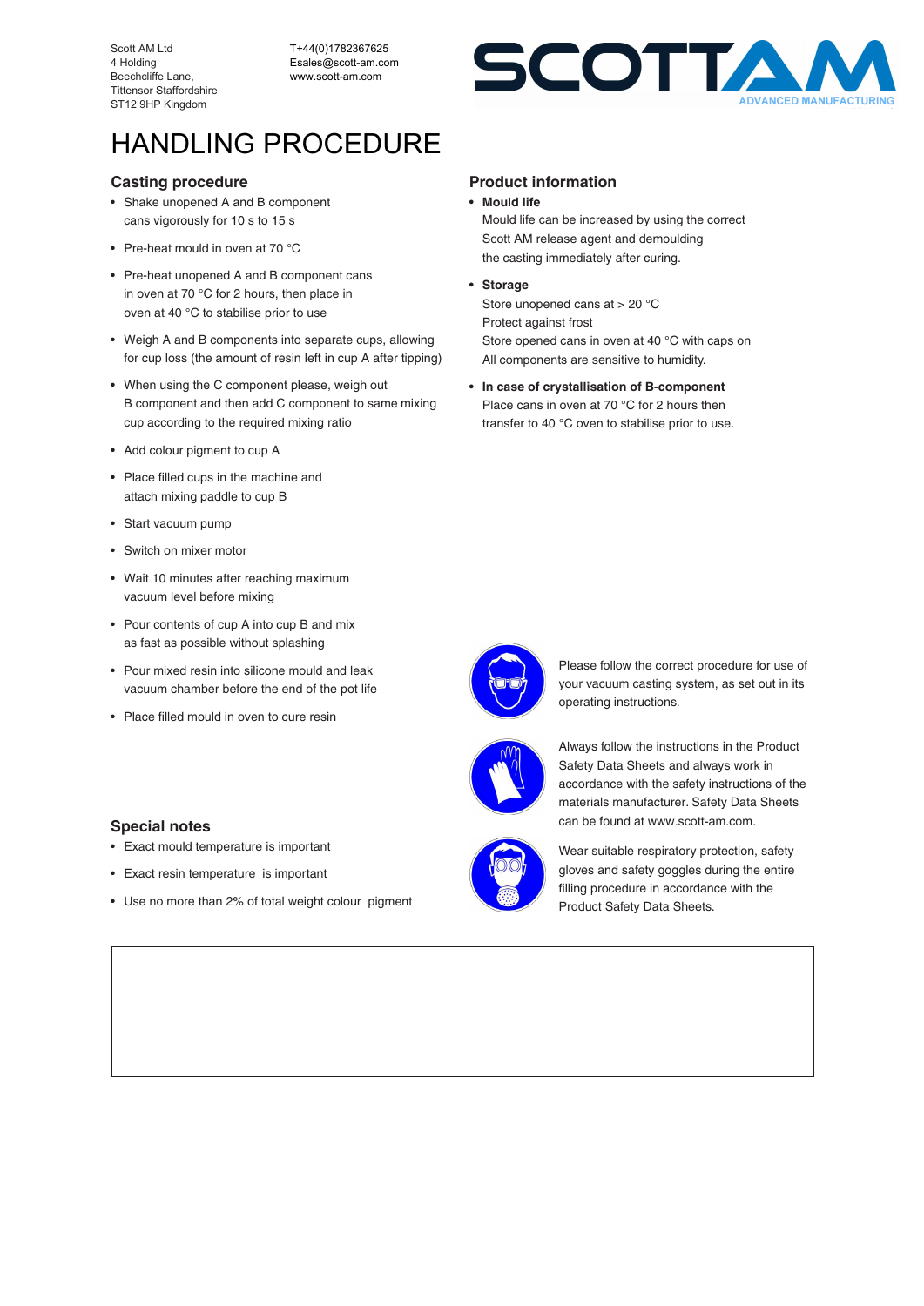Scott AM Ltd
4 Holding
Beechcliffe Lane,
Tittensor Staffordshire
ST12 9HP Kingdom

T+44(0)1782367625
Esales@scott-am.com
www.scott-am.com

SCOTTAM
ADVANCED MANUFACTURING

# HANDLING PROCEDURE

## Casting procedure

- Shake unopened A and B component cans vigorously for 10 s to 15 s
- Pre-heat mould in oven at 70 °C
- Pre-heat unopened A and B component cans in oven at 70 °C for 2 hours, then place in oven at 40 °C to stabilise prior to use
- Weigh A and B components into separate cups, allowing for cup loss (the amount of resin left in cup A after tipping)
- When using the C component please, weigh out B component and then add C component to same mixing cup according to the required mixing ratio
- Add colour pigment to cup A
- Place filled cups in the machine and attach mixing paddle to cup B
- Start vacuum pump
- Switch on mixer motor
- Wait 10 minutes after reaching maximum vacuum level before mixing
- Pour contents of cup A into cup B and mix as fast as possible without splashing
- Pour mixed resin into silicone mould and leak vacuum chamber before the end of the pot life
- Place filled mould in oven to cure resin

## Special notes

- Exact mould temperature is important
- Exact resin temperature is important
- Use no more than 2% of total weight colour pigment

## Product information

- **Mould life**
  Mould life can be increased by using the correct Scott AM release agent and demoulding the casting immediately after curing.
- **Storage**
  Store unopened cans at > 20 °C
  Protect against frost
  Store opened cans in oven at 40 °C with caps on
  All components are sensitive to humidity.
- **In case of crystallisation of B-component**
  Place cans in oven at 70 °C for 2 hours then transfer to 40 °C oven to stabilise prior to use.

Please follow the correct procedure for use of your vacuum casting system, as set out in its operating instructions.

Always follow the instructions in the Product Safety Data Sheets and always work in accordance with the safety instructions of the materials manufacturer. Safety Data Sheets can be found at www.scott-am.com.

Wear suitable respiratory protection, safety gloves and safety goggles during the entire filling procedure in accordance with the Product Safety Data Sheets.